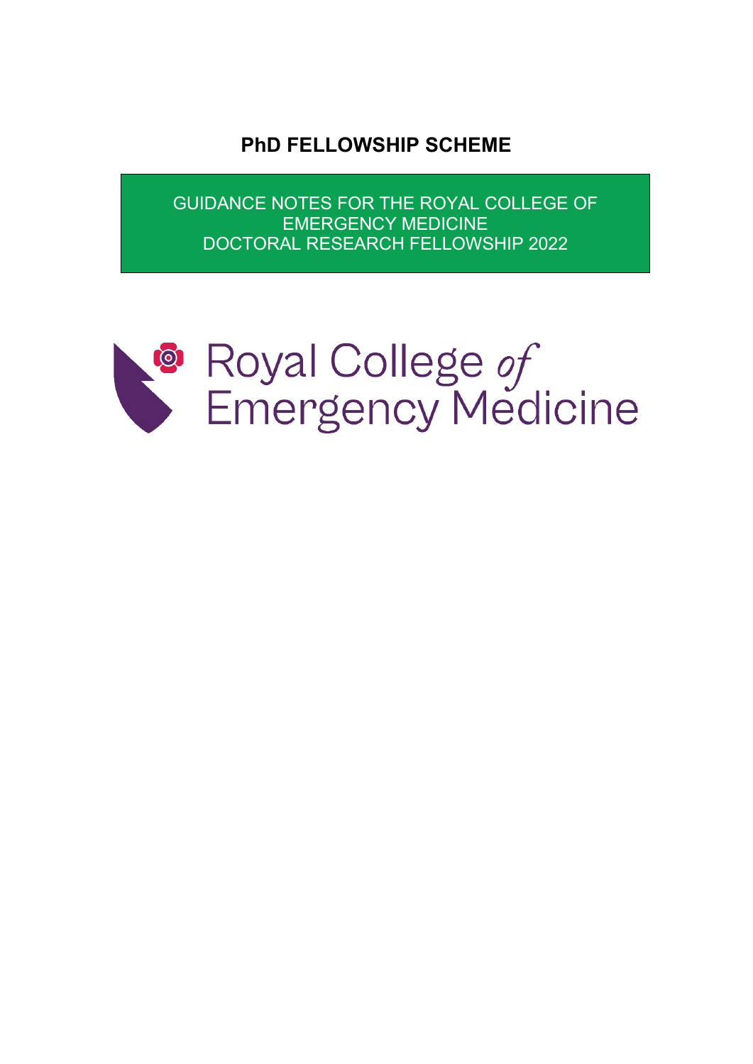# PhD FELLOWSHIP SCHEME

GUIDANCE NOTES FOR THE ROYAL COLLEGE OF EMERGENCY MEDICINE DOCTORAL RESEARCH FELLOWSHIP 2022

Royal College of Emergency Medicine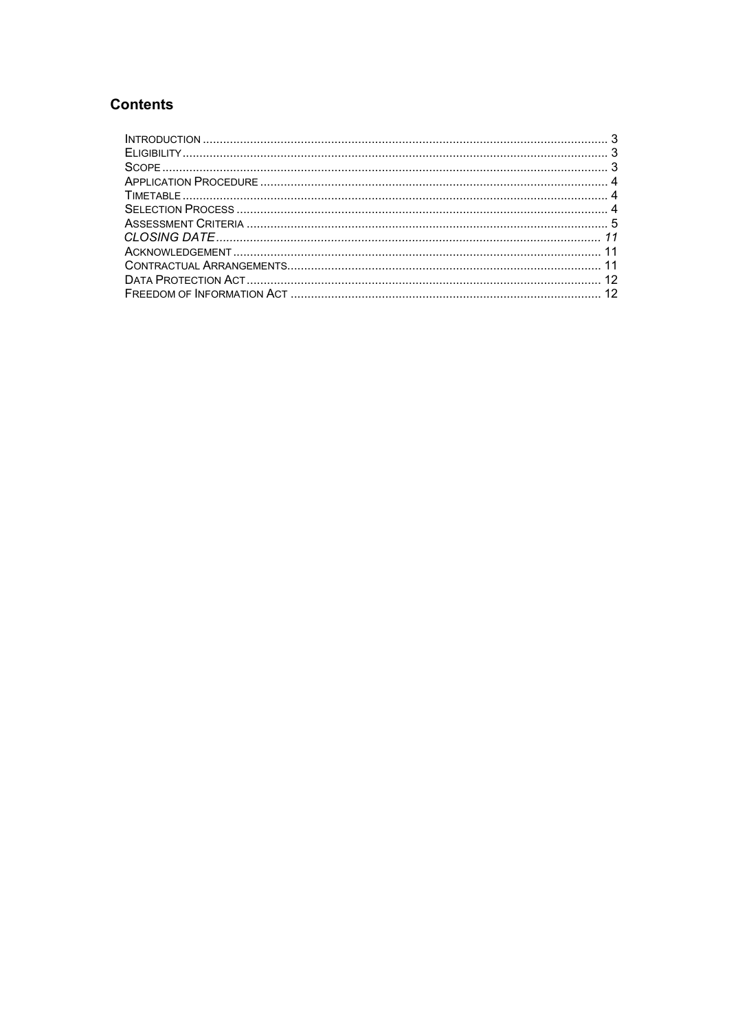## Contents

- INTRODUCTION ........................................................ 3
- ELIGIBILITY ........................................................ 3
- SCOPE ........................................................ 3
- APPLICATION PROCEDURE ........................................................ 4
- TIMETABLE ........................................................ 4
- SELECTION PROCESS ........................................................ 4
- ASSESSMENT CRITERIA ........................................................ 5
- *CLOSING DATE* ........................................................ *11*
- ACKNOWLEDGEMENT ........................................................ 11
- CONTRACTUAL ARRANGEMENTS ........................................................ 11
- DATA PROTECTION ACT ........................................................ 12
- FREEDOM OF INFORMATION ACT ........................................................ 12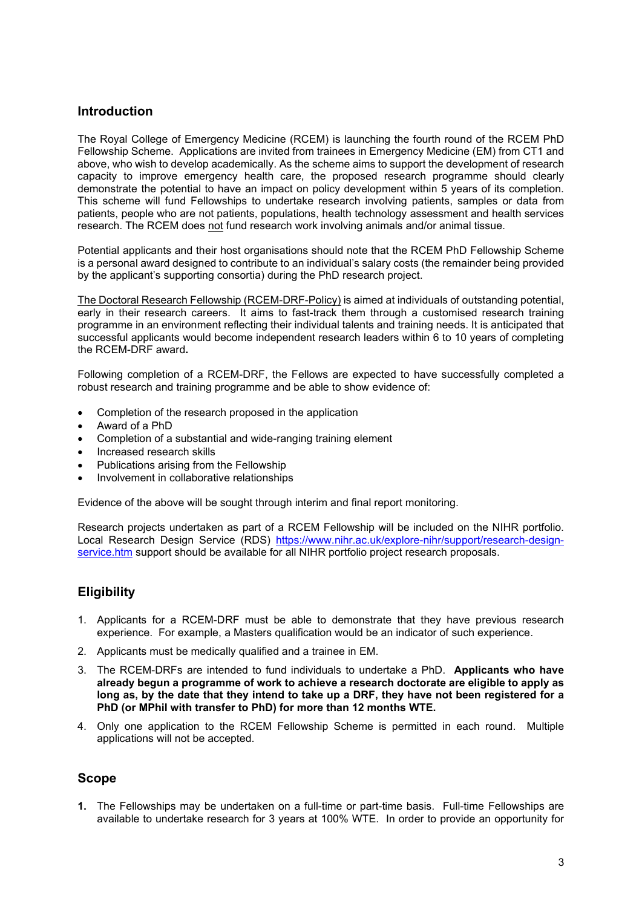## Introduction

The Royal College of Emergency Medicine (RCEM) is launching the fourth round of the RCEM PhD Fellowship Scheme. Applications are invited from trainees in Emergency Medicine (EM) from CT1 and above, who wish to develop academically. As the scheme aims to support the development of research capacity to improve emergency health care, the proposed research programme should clearly demonstrate the potential to have an impact on policy development within 5 years of its completion. This scheme will fund Fellowships to undertake research involving patients, samples or data from patients, people who are not patients, populations, health technology assessment and health services research. The RCEM does not fund research work involving animals and/or animal tissue.

Potential applicants and their host organisations should note that the RCEM PhD Fellowship Scheme is a personal award designed to contribute to an individual's salary costs (the remainder being provided by the applicant's supporting consortia) during the PhD research project.

The Doctoral Research Fellowship (RCEM-DRF-Policy) is aimed at individuals of outstanding potential, early in their research careers. It aims to fast-track them through a customised research training programme in an environment reflecting their individual talents and training needs. It is anticipated that successful applicants would become independent research leaders within 6 to 10 years of completing the RCEM-DRF award**.**

Following completion of a RCEM-DRF, the Fellows are expected to have successfully completed a robust research and training programme and be able to show evidence of:

- Completion of the research proposed in the application
- Award of a PhD
- Completion of a substantial and wide-ranging training element
- Increased research skills
- Publications arising from the Fellowship
- Involvement in collaborative relationships

Evidence of the above will be sought through interim and final report monitoring.

Research projects undertaken as part of a RCEM Fellowship will be included on the NIHR portfolio. Local Research Design Service (RDS) https://www.nihr.ac.uk/explore-nihr/support/research-design-service.htm support should be available for all NIHR portfolio project research proposals.

## Eligibility

1. Applicants for a RCEM-DRF must be able to demonstrate that they have previous research experience. For example, a Masters qualification would be an indicator of such experience.
2. Applicants must be medically qualified and a trainee in EM.
3. The RCEM-DRFs are intended to fund individuals to undertake a PhD. **Applicants who have already begun a programme of work to achieve a research doctorate are eligible to apply as long as, by the date that they intend to take up a DRF, they have not been registered for a PhD (or MPhil with transfer to PhD) for more than 12 months WTE.**
4. Only one application to the RCEM Fellowship Scheme is permitted in each round. Multiple applications will not be accepted.

## Scope

1. The Fellowships may be undertaken on a full-time or part-time basis. Full-time Fellowships are available to undertake research for 3 years at 100% WTE. In order to provide an opportunity for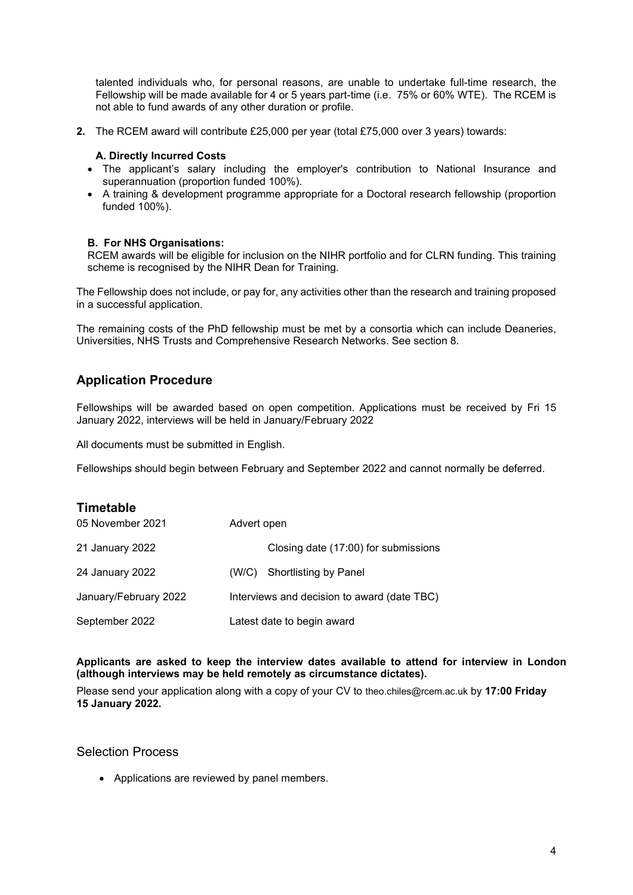talented individuals who, for personal reasons, are unable to undertake full-time research, the Fellowship will be made available for 4 or 5 years part-time (i.e. 75% or 60% WTE). The RCEM is not able to fund awards of any other duration or profile.

**2.** The RCEM award will contribute £25,000 per year (total £75,000 over 3 years) towards:

**A. Directly Incurred Costs**

- The applicant's salary including the employer's contribution to National Insurance and superannuation (proportion funded 100%).
- A training & development programme appropriate for a Doctoral research fellowship (proportion funded 100%).

**B. For NHS Organisations:**

RCEM awards will be eligible for inclusion on the NIHR portfolio and for CLRN funding. This training scheme is recognised by the NIHR Dean for Training.

The Fellowship does not include, or pay for, any activities other than the research and training proposed in a successful application.

The remaining costs of the PhD fellowship must be met by a consortia which can include Deaneries, Universities, NHS Trusts and Comprehensive Research Networks. See section 8.

## Application Procedure

Fellowships will be awarded based on open competition. Applications must be received by Fri 15 January 2022, interviews will be held in January/February 2022

All documents must be submitted in English.

Fellowships should begin between February and September 2022 and cannot normally be deferred.

## Timetable

| | |
|---|---|
| 05 November 2021 | Advert open |
| 21 January 2022 | Closing date (17:00) for submissions |
| 24 January 2022 | (W/C) Shortlisting by Panel |
| January/February 2022 | Interviews and decision to award (date TBC) |
| September 2022 | Latest date to begin award |

**Applicants are asked to keep the interview dates available to attend for interview in London (although interviews may be held remotely as circumstance dictates).**

Please send your application along with a copy of your CV to theo.chiles@rcem.ac.uk by **17:00 Friday 15 January 2022.**

## Selection Process

- Applications are reviewed by panel members.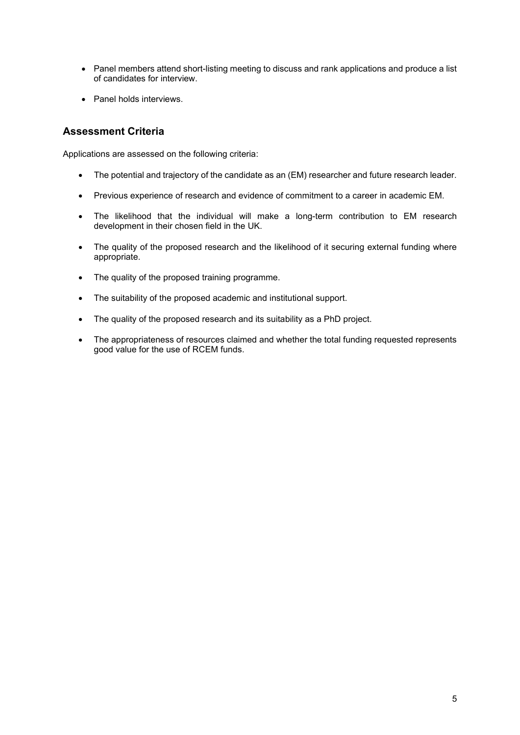- Panel members attend short-listing meeting to discuss and rank applications and produce a list of candidates for interview.
- Panel holds interviews.

## Assessment Criteria

Applications are assessed on the following criteria:

- The potential and trajectory of the candidate as an (EM) researcher and future research leader.
- Previous experience of research and evidence of commitment to a career in academic EM.
- The likelihood that the individual will make a long-term contribution to EM research development in their chosen field in the UK.
- The quality of the proposed research and the likelihood of it securing external funding where appropriate.
- The quality of the proposed training programme.
- The suitability of the proposed academic and institutional support.
- The quality of the proposed research and its suitability as a PhD project.
- The appropriateness of resources claimed and whether the total funding requested represents good value for the use of RCEM funds.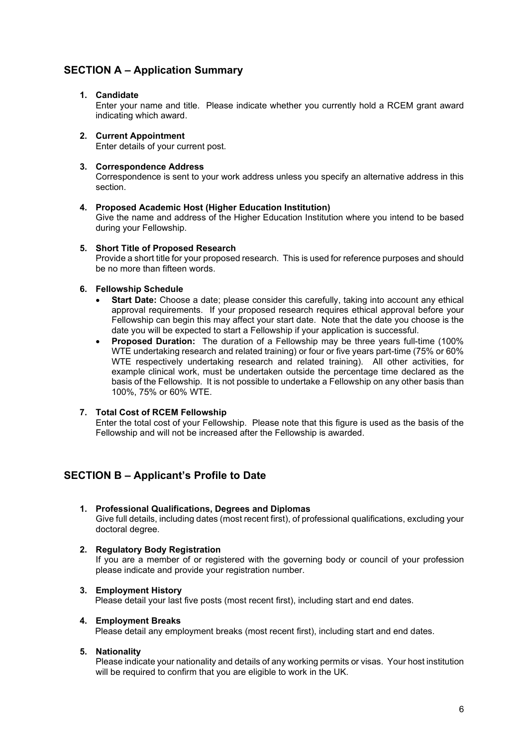## SECTION A – Application Summary

1. **Candidate**
   Enter your name and title. Please indicate whether you currently hold a RCEM grant award indicating which award.

2. **Current Appointment**
   Enter details of your current post.

3. **Correspondence Address**
   Correspondence is sent to your work address unless you specify an alternative address in this section.

4. **Proposed Academic Host (Higher Education Institution)**
   Give the name and address of the Higher Education Institution where you intend to be based during your Fellowship.

5. **Short Title of Proposed Research**
   Provide a short title for your proposed research. This is used for reference purposes and should be no more than fifteen words.

6. **Fellowship Schedule**
   - **Start Date:** Choose a date; please consider this carefully, taking into account any ethical approval requirements. If your proposed research requires ethical approval before your Fellowship can begin this may affect your start date. Note that the date you choose is the date you will be expected to start a Fellowship if your application is successful.
   - **Proposed Duration:** The duration of a Fellowship may be three years full-time (100% WTE undertaking research and related training) or four or five years part-time (75% or 60% WTE respectively undertaking research and related training). All other activities, for example clinical work, must be undertaken outside the percentage time declared as the basis of the Fellowship. It is not possible to undertake a Fellowship on any other basis than 100%, 75% or 60% WTE.

7. **Total Cost of RCEM Fellowship**
   Enter the total cost of your Fellowship. Please note that this figure is used as the basis of the Fellowship and will not be increased after the Fellowship is awarded.

## SECTION B – Applicant's Profile to Date

1. **Professional Qualifications, Degrees and Diplomas**
   Give full details, including dates (most recent first), of professional qualifications, excluding your doctoral degree.

2. **Regulatory Body Registration**
   If you are a member of or registered with the governing body or council of your profession please indicate and provide your registration number.

3. **Employment History**
   Please detail your last five posts (most recent first), including start and end dates.

4. **Employment Breaks**
   Please detail any employment breaks (most recent first), including start and end dates.

5. **Nationality**
   Please indicate your nationality and details of any working permits or visas. Your host institution will be required to confirm that you are eligible to work in the UK.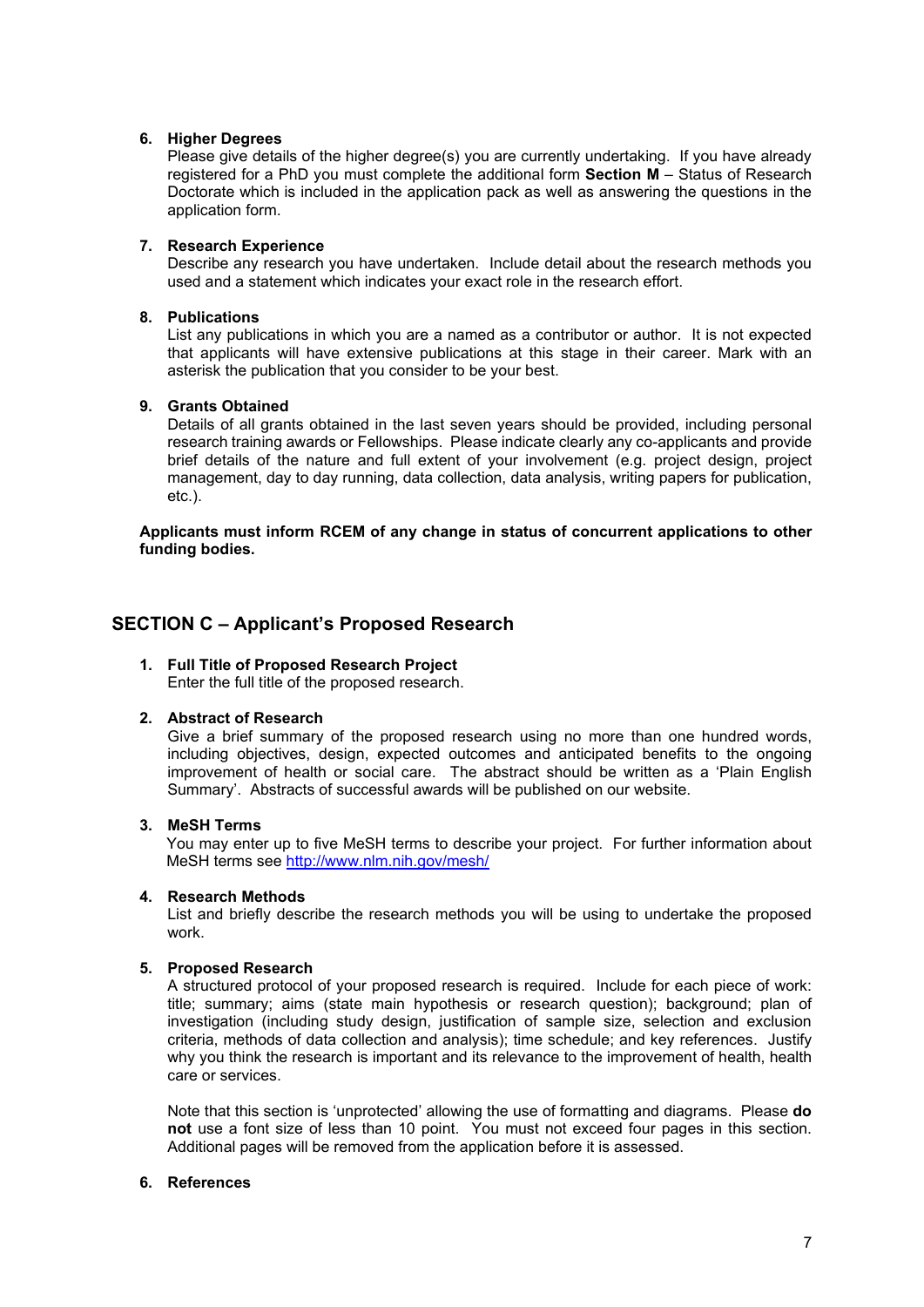6. **Higher Degrees**
   Please give details of the higher degree(s) you are currently undertaking. If you have already registered for a PhD you must complete the additional form **Section M** – Status of Research Doctorate which is included in the application pack as well as answering the questions in the application form.

7. **Research Experience**
   Describe any research you have undertaken. Include detail about the research methods you used and a statement which indicates your exact role in the research effort.

8. **Publications**
   List any publications in which you are a named as a contributor or author. It is not expected that applicants will have extensive publications at this stage in their career. Mark with an asterisk the publication that you consider to be your best.

9. **Grants Obtained**
   Details of all grants obtained in the last seven years should be provided, including personal research training awards or Fellowships. Please indicate clearly any co-applicants and provide brief details of the nature and full extent of your involvement (e.g. project design, project management, day to day running, data collection, data analysis, writing papers for publication, etc.).

**Applicants must inform RCEM of any change in status of concurrent applications to other funding bodies.**

## SECTION C – Applicant's Proposed Research

1. **Full Title of Proposed Research Project**
   Enter the full title of the proposed research.

2. **Abstract of Research**
   Give a brief summary of the proposed research using no more than one hundred words, including objectives, design, expected outcomes and anticipated benefits to the ongoing improvement of health or social care. The abstract should be written as a 'Plain English Summary'. Abstracts of successful awards will be published on our website.

3. **MeSH Terms**
   You may enter up to five MeSH terms to describe your project. For further information about MeSH terms see [http://www.nlm.nih.gov/mesh/](http://www.nlm.nih.gov/mesh/)

4. **Research Methods**
   List and briefly describe the research methods you will be using to undertake the proposed work.

5. **Proposed Research**
   A structured protocol of your proposed research is required. Include for each piece of work: title; summary; aims (state main hypothesis or research question); background; plan of investigation (including study design, justification of sample size, selection and exclusion criteria, methods of data collection and analysis); time schedule; and key references. Justify why you think the research is important and its relevance to the improvement of health, health care or services.

   Note that this section is 'unprotected' allowing the use of formatting and diagrams. Please **do not** use a font size of less than 10 point. You must not exceed four pages in this section. Additional pages will be removed from the application before it is assessed.

6. **References**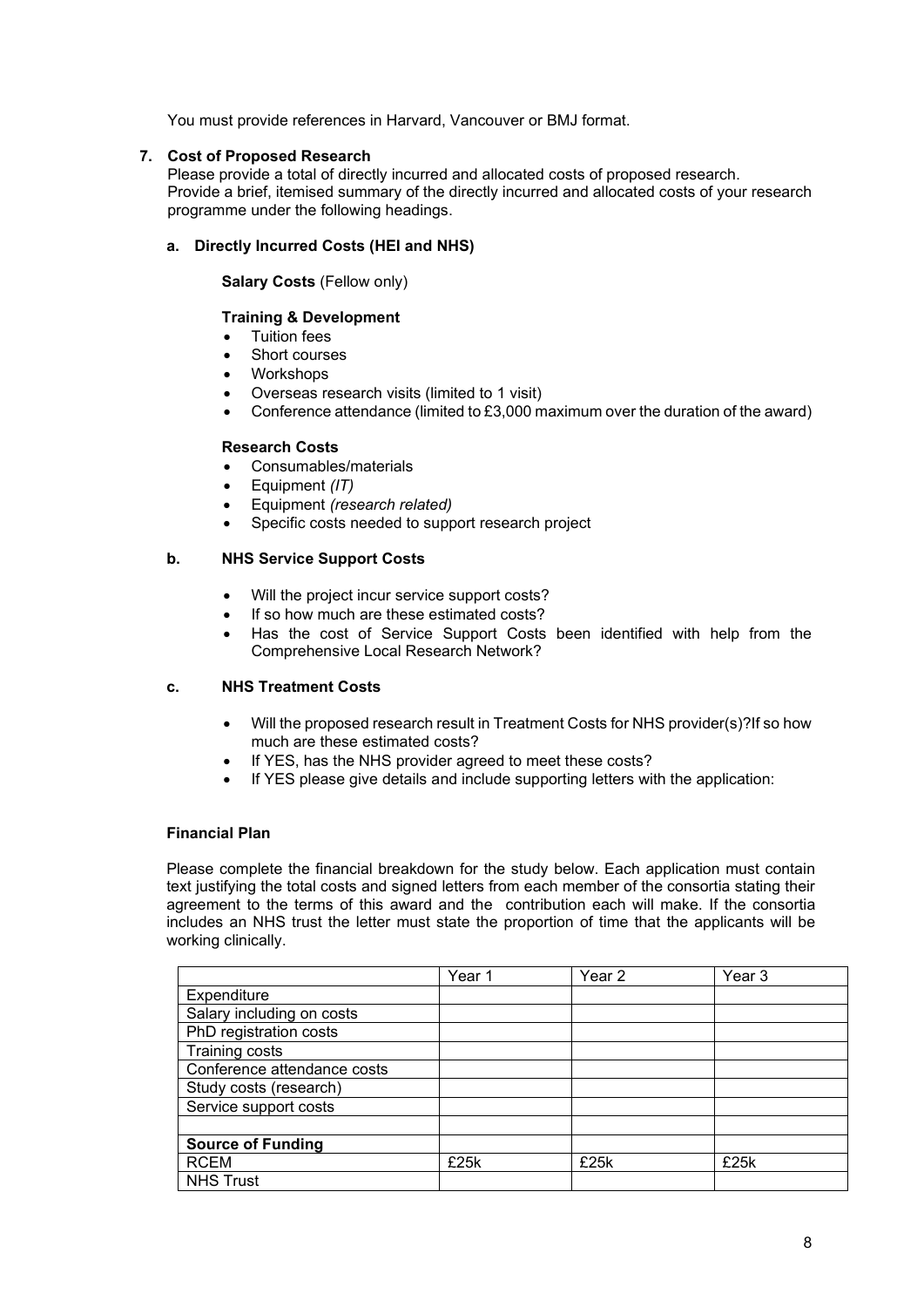You must provide references in Harvard, Vancouver or BMJ format.

## 7. Cost of Proposed Research

Please provide a total of directly incurred and allocated costs of proposed research.
Provide a brief, itemised summary of the directly incurred and allocated costs of your research programme under the following headings.

### a. Directly Incurred Costs (HEI and NHS)

**Salary Costs** (Fellow only)

**Training & Development**

- Tuition fees
- Short courses
- Workshops
- Overseas research visits (limited to 1 visit)
- Conference attendance (limited to £3,000 maximum over the duration of the award)

**Research Costs**

- Consumables/materials
- Equipment *(IT)*
- Equipment *(research related)*
- Specific costs needed to support research project

### b. NHS Service Support Costs

- Will the project incur service support costs?
- If so how much are these estimated costs?
- Has the cost of Service Support Costs been identified with help from the Comprehensive Local Research Network?

### c. NHS Treatment Costs

- Will the proposed research result in Treatment Costs for NHS provider(s)?If so how much are these estimated costs?
- If YES, has the NHS provider agreed to meet these costs?
- If YES please give details and include supporting letters with the application:

**Financial Plan**

Please complete the financial breakdown for the study below. Each application must contain text justifying the total costs and signed letters from each member of the consortia stating their agreement to the terms of this award and the contribution each will make. If the consortia includes an NHS trust the letter must state the proportion of time that the applicants will be working clinically.

| | Year 1 | Year 2 | Year 3 |
|---|---|---|---|
| Expenditure | | | |
| Salary including on costs | | | |
| PhD registration costs | | | |
| Training costs | | | |
| Conference attendance costs | | | |
| Study costs (research) | | | |
| Service support costs | | | |
| | | | |
| **Source of Funding** | | | |
| RCEM | £25k | £25k | £25k |
| NHS Trust | | | |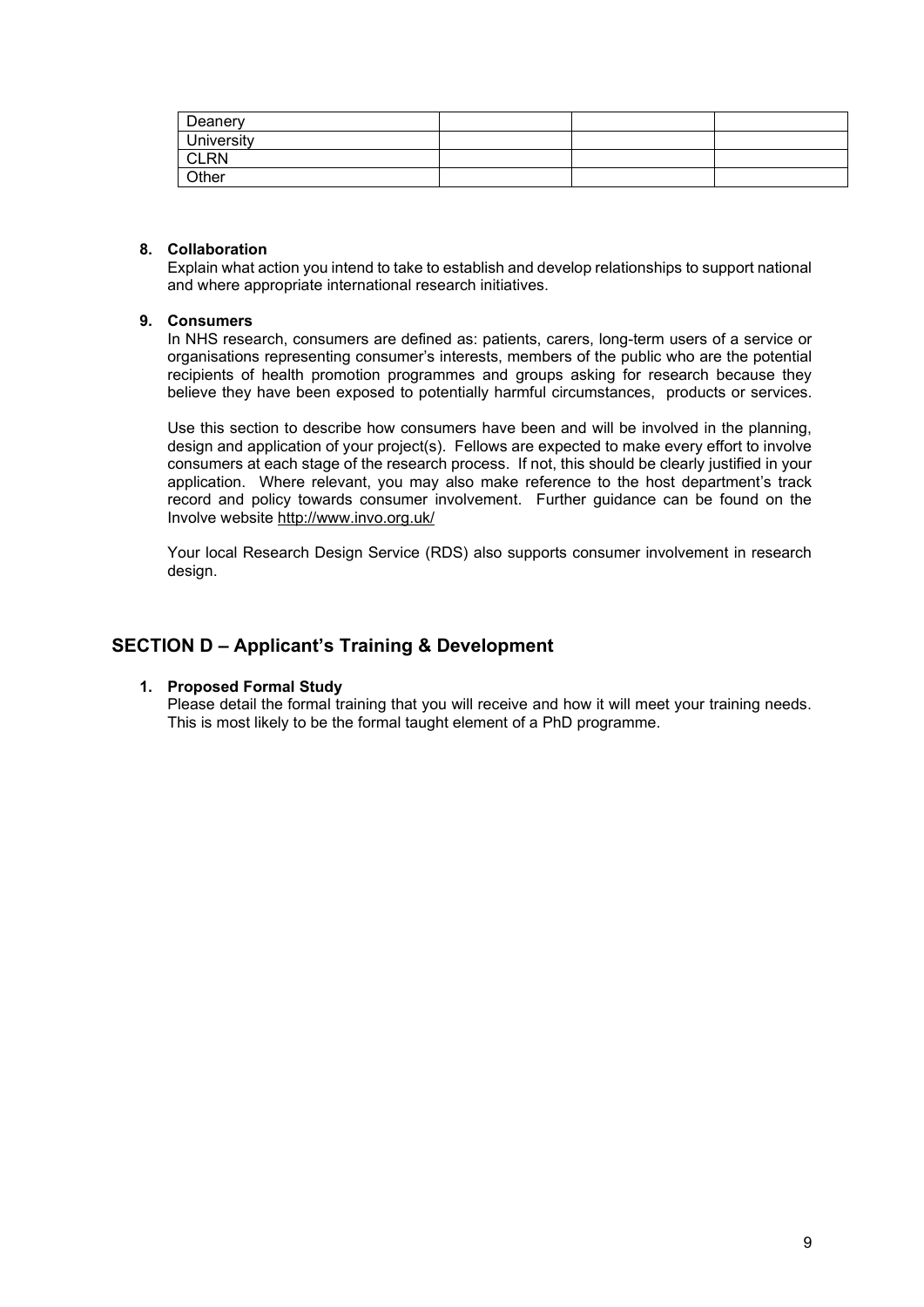| Deanery | | | |
|---|---|---|---|
| University | | | |
| CLRN | | | |
| Other | | | |

**8. Collaboration**

Explain what action you intend to take to establish and develop relationships to support national and where appropriate international research initiatives.

**9. Consumers**

In NHS research, consumers are defined as: patients, carers, long-term users of a service or organisations representing consumer's interests, members of the public who are the potential recipients of health promotion programmes and groups asking for research because they believe they have been exposed to potentially harmful circumstances, products or services.

Use this section to describe how consumers have been and will be involved in the planning, design and application of your project(s). Fellows are expected to make every effort to involve consumers at each stage of the research process. If not, this should be clearly justified in your application. Where relevant, you may also make reference to the host department's track record and policy towards consumer involvement. Further guidance can be found on the Involve website http://www.invo.org.uk/

Your local Research Design Service (RDS) also supports consumer involvement in research design.

## SECTION D – Applicant's Training & Development

**1. Proposed Formal Study**

Please detail the formal training that you will receive and how it will meet your training needs. This is most likely to be the formal taught element of a PhD programme.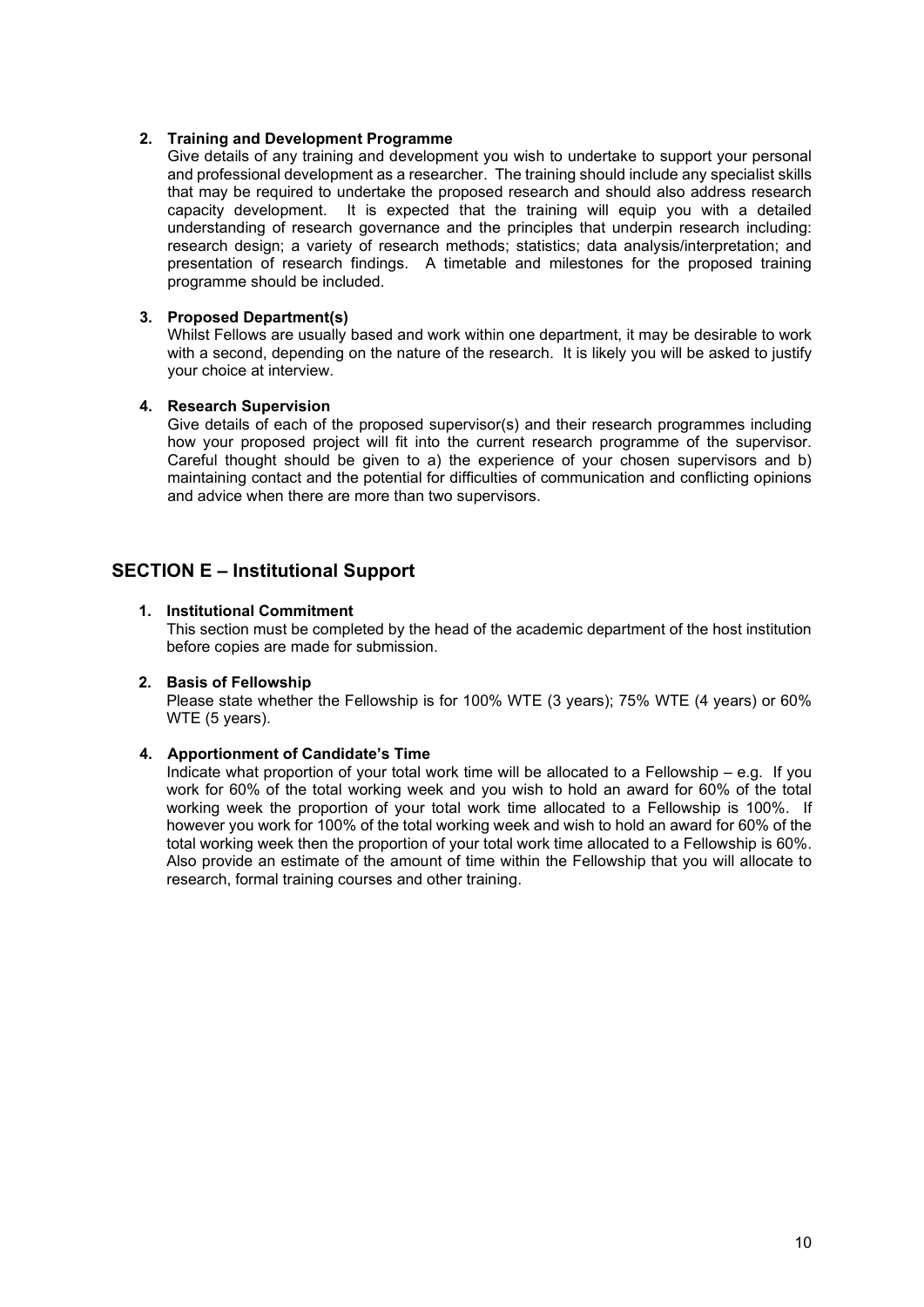**2. Training and Development Programme**

Give details of any training and development you wish to undertake to support your personal and professional development as a researcher. The training should include any specialist skills that may be required to undertake the proposed research and should also address research capacity development. It is expected that the training will equip you with a detailed understanding of research governance and the principles that underpin research including: research design; a variety of research methods; statistics; data analysis/interpretation; and presentation of research findings. A timetable and milestones for the proposed training programme should be included.

**3. Proposed Department(s)**

Whilst Fellows are usually based and work within one department, it may be desirable to work with a second, depending on the nature of the research. It is likely you will be asked to justify your choice at interview.

**4. Research Supervision**

Give details of each of the proposed supervisor(s) and their research programmes including how your proposed project will fit into the current research programme of the supervisor. Careful thought should be given to a) the experience of your chosen supervisors and b) maintaining contact and the potential for difficulties of communication and conflicting opinions and advice when there are more than two supervisors.

## SECTION E – Institutional Support

**1. Institutional Commitment**

This section must be completed by the head of the academic department of the host institution before copies are made for submission.

**2. Basis of Fellowship**

Please state whether the Fellowship is for 100% WTE (3 years); 75% WTE (4 years) or 60% WTE (5 years).

**4. Apportionment of Candidate's Time**

Indicate what proportion of your total work time will be allocated to a Fellowship – e.g. If you work for 60% of the total working week and you wish to hold an award for 60% of the total working week the proportion of your total work time allocated to a Fellowship is 100%. If however you work for 100% of the total working week and wish to hold an award for 60% of the total working week then the proportion of your total work time allocated to a Fellowship is 60%. Also provide an estimate of the amount of time within the Fellowship that you will allocate to research, formal training courses and other training.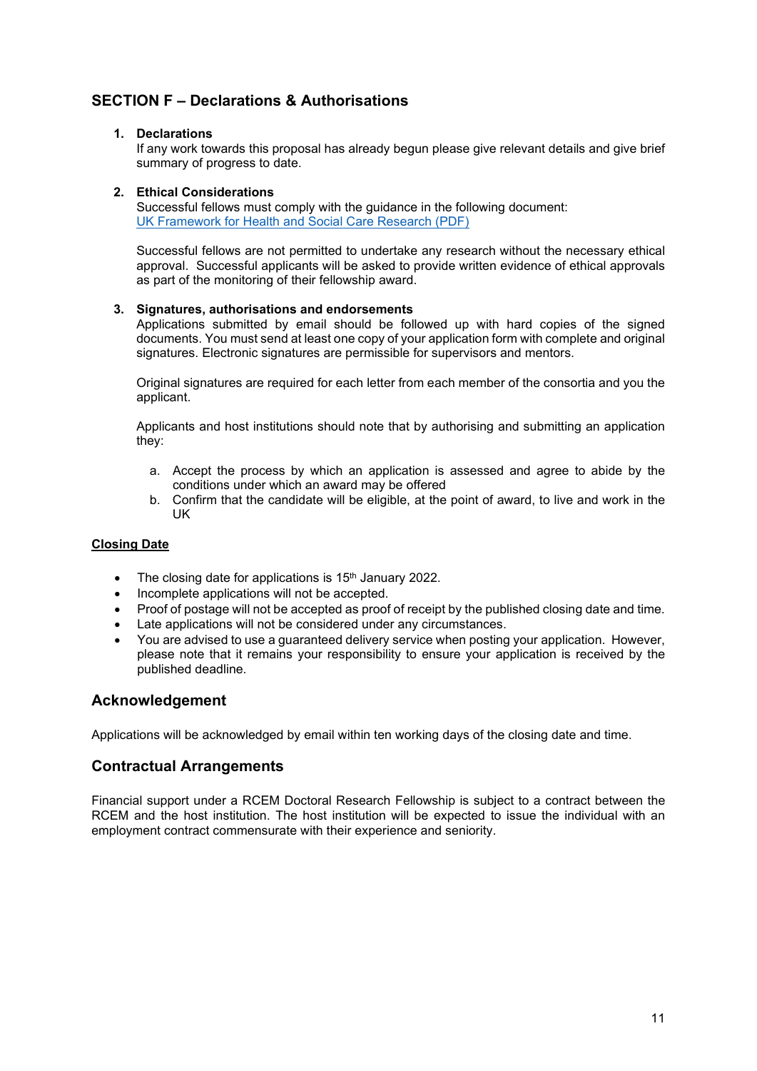## SECTION F – Declarations & Authorisations

1. **Declarations**
   If any work towards this proposal has already begun please give relevant details and give brief summary of progress to date.

2. **Ethical Considerations**
   Successful fellows must comply with the guidance in the following document:
   UK Framework for Health and Social Care Research (PDF)

   Successful fellows are not permitted to undertake any research without the necessary ethical approval. Successful applicants will be asked to provide written evidence of ethical approvals as part of the monitoring of their fellowship award.

3. **Signatures, authorisations and endorsements**
   Applications submitted by email should be followed up with hard copies of the signed documents. You must send at least one copy of your application form with complete and original signatures. Electronic signatures are permissible for supervisors and mentors.

   Original signatures are required for each letter from each member of the consortia and you the applicant.

   Applicants and host institutions should note that by authorising and submitting an application they:

   a. Accept the process by which an application is assessed and agree to abide by the conditions under which an award may be offered
   b. Confirm that the candidate will be eligible, at the point of award, to live and work in the UK

**Closing Date**

- The closing date for applications is 15th January 2022.
- Incomplete applications will not be accepted.
- Proof of postage will not be accepted as proof of receipt by the published closing date and time.
- Late applications will not be considered under any circumstances.
- You are advised to use a guaranteed delivery service when posting your application. However, please note that it remains your responsibility to ensure your application is received by the published deadline.

## Acknowledgement

Applications will be acknowledged by email within ten working days of the closing date and time.

## Contractual Arrangements

Financial support under a RCEM Doctoral Research Fellowship is subject to a contract between the RCEM and the host institution. The host institution will be expected to issue the individual with an employment contract commensurate with their experience and seniority.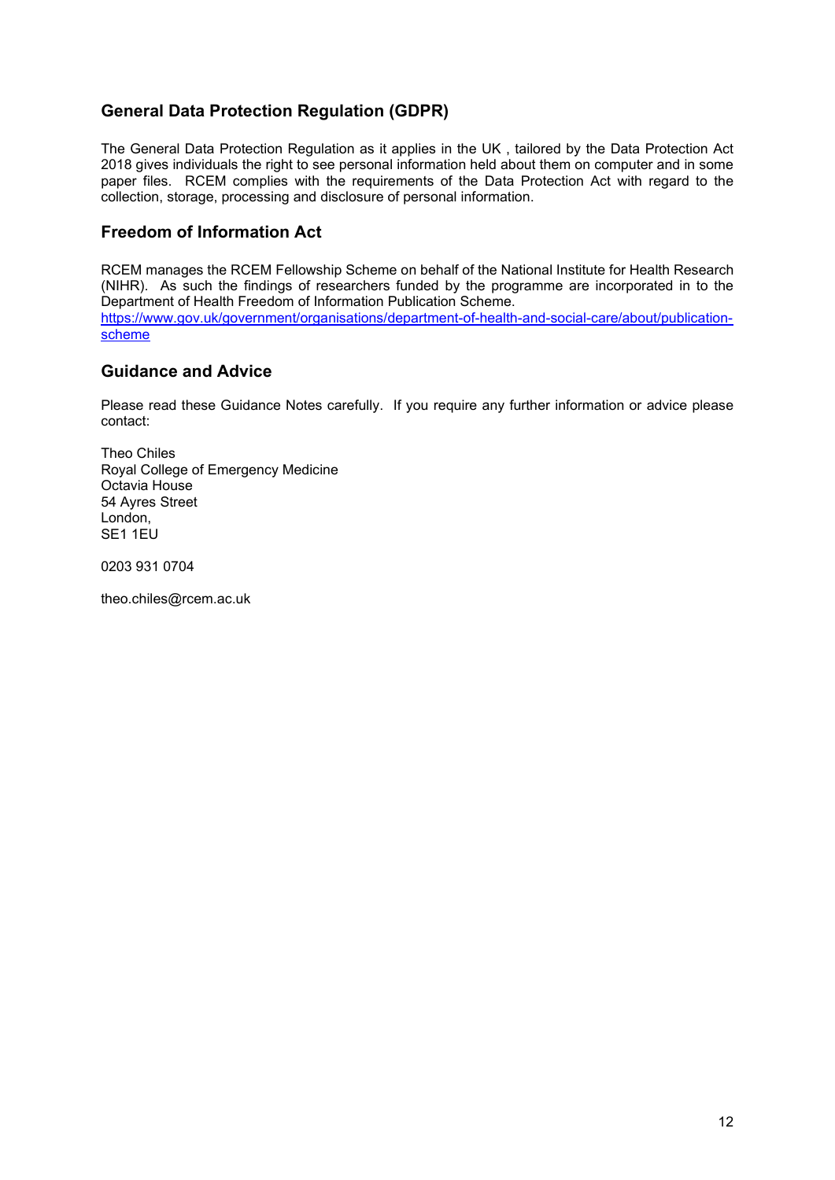## General Data Protection Regulation (GDPR)

The General Data Protection Regulation as it applies in the UK , tailored by the Data Protection Act 2018 gives individuals the right to see personal information held about them on computer and in some paper files. RCEM complies with the requirements of the Data Protection Act with regard to the collection, storage, processing and disclosure of personal information.

## Freedom of Information Act

RCEM manages the RCEM Fellowship Scheme on behalf of the National Institute for Health Research (NIHR). As such the findings of researchers funded by the programme are incorporated in to the Department of Health Freedom of Information Publication Scheme.
https://www.gov.uk/government/organisations/department-of-health-and-social-care/about/publication-scheme

## Guidance and Advice

Please read these Guidance Notes carefully. If you require any further information or advice please contact:

Theo Chiles
Royal College of Emergency Medicine
Octavia House
54 Ayres Street
London,
SE1 1EU

0203 931 0704

theo.chiles@rcem.ac.uk